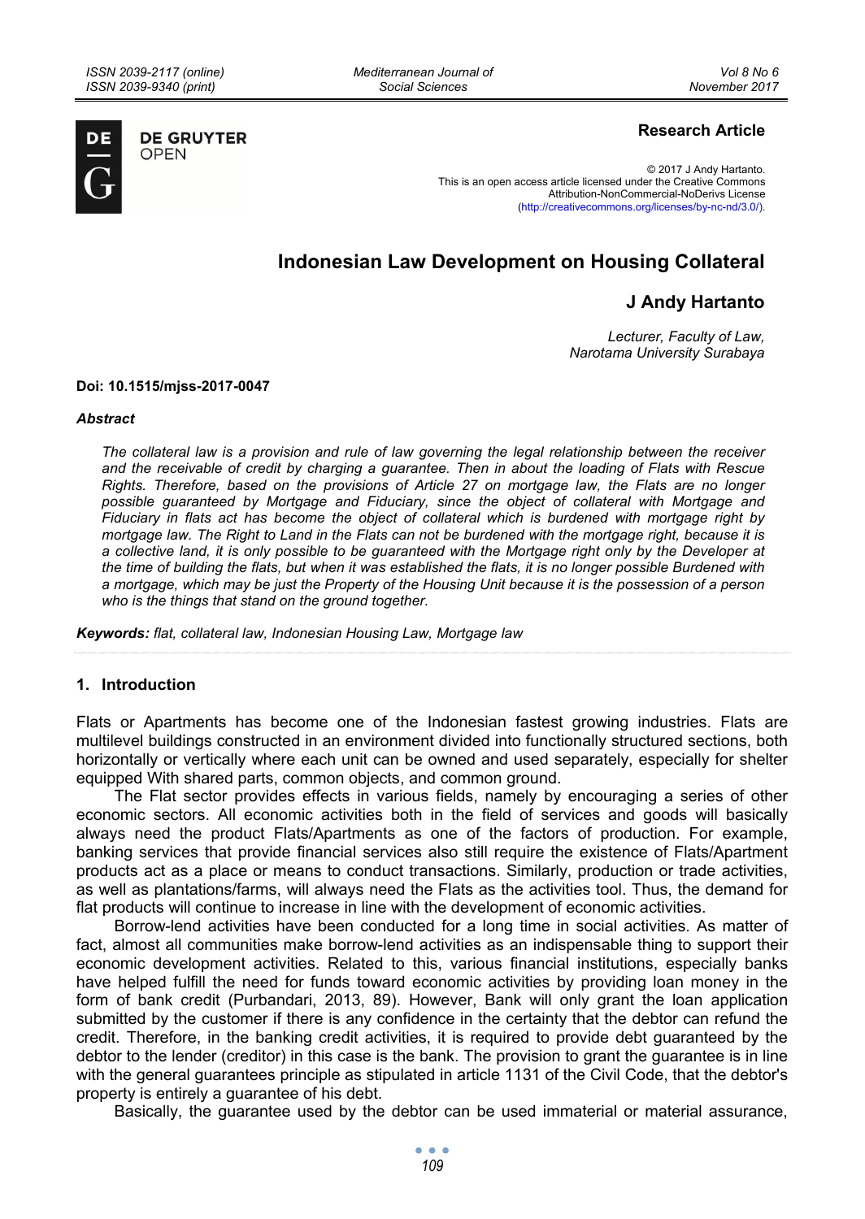**Research Article**

© 2017 J Andy Hartanto.
This is an open access article licensed under the Creative Commons Attribution-NonCommercial-NoDerivs License (http://creativecommons.org/licenses/by-nc-nd/3.0/).

# Indonesian Law Development on Housing Collateral

## J Andy Hartanto

*Lecturer, Faculty of Law, Narotama University Surabaya*

**Doi: 10.1515/mjss-2017-0047**

***Abstract***

*The collateral law is a provision and rule of law governing the legal relationship between the receiver and the receivable of credit by charging a guarantee. Then in about the loading of Flats with Rescue Rights. Therefore, based on the provisions of Article 27 on mortgage law, the Flats are no longer possible guaranteed by Mortgage and Fiduciary, since the object of collateral with Mortgage and Fiduciary in flats act has become the object of collateral which is burdened with mortgage right by mortgage law. The Right to Land in the Flats can not be burdened with the mortgage right, because it is a collective land, it is only possible to be guaranteed with the Mortgage right only by the Developer at the time of building the flats, but when it was established the flats, it is no longer possible Burdened with a mortgage, which may be just the Property of the Housing Unit because it is the possession of a person who is the things that stand on the ground together.*

***Keywords:*** *flat, collateral law, Indonesian Housing Law, Mortgage law*

## 1. Introduction

Flats or Apartments has become one of the Indonesian fastest growing industries. Flats are multilevel buildings constructed in an environment divided into functionally structured sections, both horizontally or vertically where each unit can be owned and used separately, especially for shelter equipped With shared parts, common objects, and common ground.

The Flat sector provides effects in various fields, namely by encouraging a series of other economic sectors. All economic activities both in the field of services and goods will basically always need the product Flats/Apartments as one of the factors of production. For example, banking services that provide financial services also still require the existence of Flats/Apartment products act as a place or means to conduct transactions. Similarly, production or trade activities, as well as plantations/farms, will always need the Flats as the activities tool. Thus, the demand for flat products will continue to increase in line with the development of economic activities.

Borrow-lend activities have been conducted for a long time in social activities. As matter of fact, almost all communities make borrow-lend activities as an indispensable thing to support their economic development activities. Related to this, various financial institutions, especially banks have helped fulfill the need for funds toward economic activities by providing loan money in the form of bank credit (Purbandari, 2013, 89). However, Bank will only grant the loan application submitted by the customer if there is any confidence in the certainty that the debtor can refund the credit. Therefore, in the banking credit activities, it is required to provide debt guaranteed by the debtor to the lender (creditor) in this case is the bank. The provision to grant the guarantee is in line with the general guarantees principle as stipulated in article 1131 of the Civil Code, that the debtor's property is entirely a guarantee of his debt.

Basically, the guarantee used by the debtor can be used immaterial or material assurance,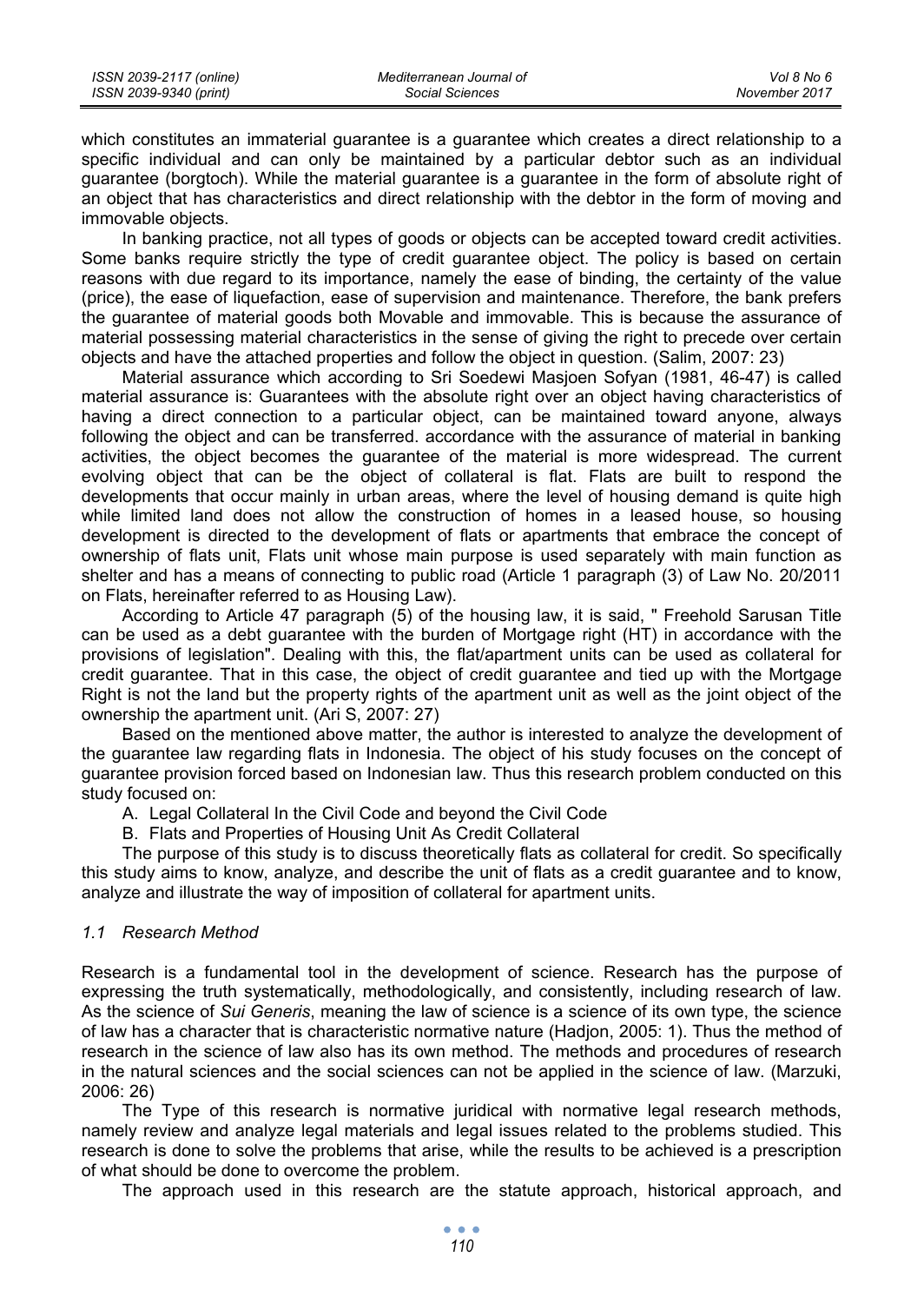which constitutes an immaterial guarantee is a guarantee which creates a direct relationship to a specific individual and can only be maintained by a particular debtor such as an individual guarantee (borgtoch). While the material guarantee is a guarantee in the form of absolute right of an object that has characteristics and direct relationship with the debtor in the form of moving and immovable objects.

In banking practice, not all types of goods or objects can be accepted toward credit activities. Some banks require strictly the type of credit guarantee object. The policy is based on certain reasons with due regard to its importance, namely the ease of binding, the certainty of the value (price), the ease of liquefaction, ease of supervision and maintenance. Therefore, the bank prefers the guarantee of material goods both Movable and immovable. This is because the assurance of material possessing material characteristics in the sense of giving the right to precede over certain objects and have the attached properties and follow the object in question. (Salim, 2007: 23)

Material assurance which according to Sri Soedewi Masjoen Sofyan (1981, 46-47) is called material assurance is: Guarantees with the absolute right over an object having characteristics of having a direct connection to a particular object, can be maintained toward anyone, always following the object and can be transferred. accordance with the assurance of material in banking activities, the object becomes the guarantee of the material is more widespread. The current evolving object that can be the object of collateral is flat. Flats are built to respond the developments that occur mainly in urban areas, where the level of housing demand is quite high while limited land does not allow the construction of homes in a leased house, so housing development is directed to the development of flats or apartments that embrace the concept of ownership of flats unit, Flats unit whose main purpose is used separately with main function as shelter and has a means of connecting to public road (Article 1 paragraph (3) of Law No. 20/2011 on Flats, hereinafter referred to as Housing Law).

According to Article 47 paragraph (5) of the housing law, it is said, " Freehold Sarusan Title can be used as a debt guarantee with the burden of Mortgage right (HT) in accordance with the provisions of legislation". Dealing with this, the flat/apartment units can be used as collateral for credit guarantee. That in this case, the object of credit guarantee and tied up with the Mortgage Right is not the land but the property rights of the apartment unit as well as the joint object of the ownership the apartment unit. (Ari S, 2007: 27)

Based on the mentioned above matter, the author is interested to analyze the development of the guarantee law regarding flats in Indonesia. The object of his study focuses on the concept of guarantee provision forced based on Indonesian law. Thus this research problem conducted on this study focused on:

A. Legal Collateral In the Civil Code and beyond the Civil Code

B. Flats and Properties of Housing Unit As Credit Collateral

The purpose of this study is to discuss theoretically flats as collateral for credit. So specifically this study aims to know, analyze, and describe the unit of flats as a credit guarantee and to know, analyze and illustrate the way of imposition of collateral for apartment units.

### *1.1 Research Method*

Research is a fundamental tool in the development of science. Research has the purpose of expressing the truth systematically, methodologically, and consistently, including research of law. As the science of *Sui Generis*, meaning the law of science is a science of its own type, the science of law has a character that is characteristic normative nature (Hadjon, 2005: 1). Thus the method of research in the science of law also has its own method. The methods and procedures of research in the natural sciences and the social sciences can not be applied in the science of law. (Marzuki, 2006: 26)

The Type of this research is normative juridical with normative legal research methods, namely review and analyze legal materials and legal issues related to the problems studied. This research is done to solve the problems that arise, while the results to be achieved is a prescription of what should be done to overcome the problem.

The approach used in this research are the statute approach, historical approach, and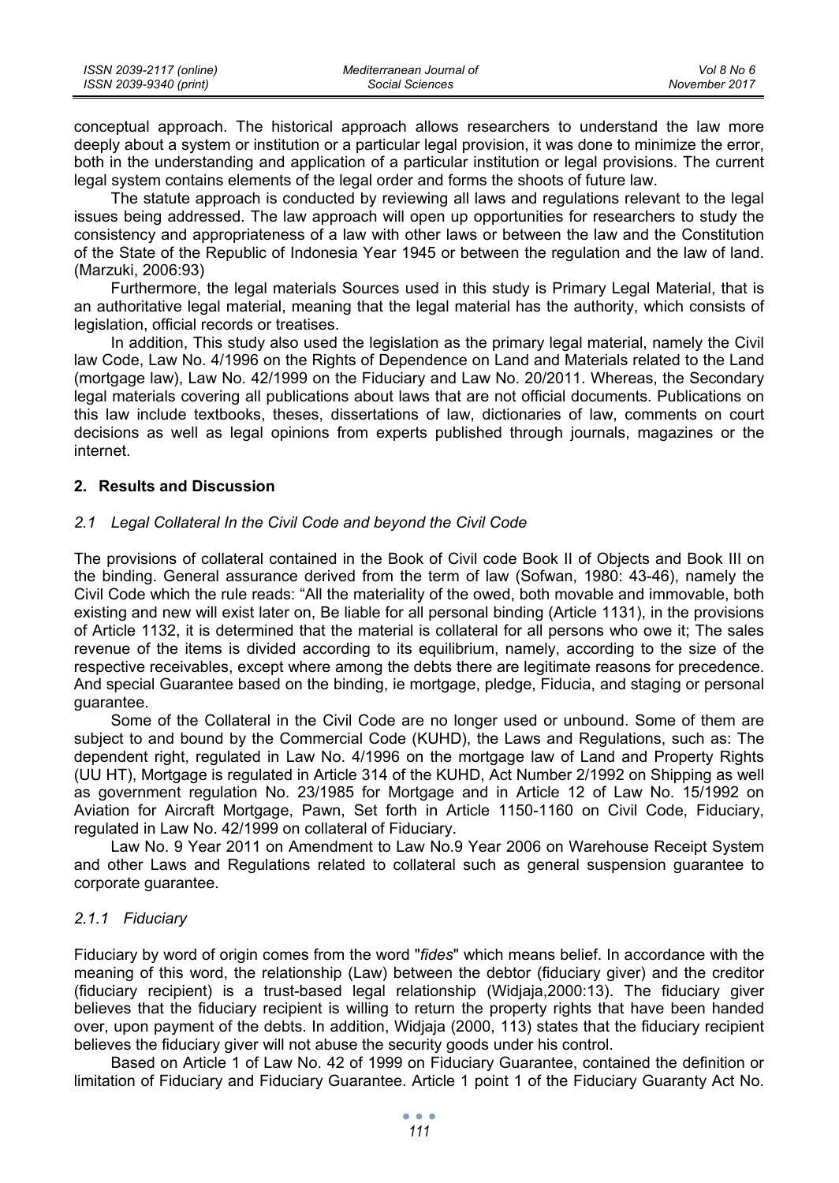conceptual approach. The historical approach allows researchers to understand the law more deeply about a system or institution or a particular legal provision, it was done to minimize the error, both in the understanding and application of a particular institution or legal provisions. The current legal system contains elements of the legal order and forms the shoots of future law.

The statute approach is conducted by reviewing all laws and regulations relevant to the legal issues being addressed. The law approach will open up opportunities for researchers to study the consistency and appropriateness of a law with other laws or between the law and the Constitution of the State of the Republic of Indonesia Year 1945 or between the regulation and the law of land. (Marzuki, 2006:93)

Furthermore, the legal materials Sources used in this study is Primary Legal Material, that is an authoritative legal material, meaning that the legal material has the authority, which consists of legislation, official records or treatises.

In addition, This study also used the legislation as the primary legal material, namely the Civil law Code, Law No. 4/1996 on the Rights of Dependence on Land and Materials related to the Land (mortgage law), Law No. 42/1999 on the Fiduciary and Law No. 20/2011. Whereas, the Secondary legal materials covering all publications about laws that are not official documents. Publications on this law include textbooks, theses, dissertations of law, dictionaries of law, comments on court decisions as well as legal opinions from experts published through journals, magazines or the internet.

## 2. Results and Discussion

### *2.1 Legal Collateral In the Civil Code and beyond the Civil Code*

The provisions of collateral contained in the Book of Civil code Book II of Objects and Book III on the binding. General assurance derived from the term of law (Sofwan, 1980: 43-46), namely the Civil Code which the rule reads: "All the materiality of the owed, both movable and immovable, both existing and new will exist later on, Be liable for all personal binding (Article 1131), in the provisions of Article 1132, it is determined that the material is collateral for all persons who owe it; The sales revenue of the items is divided according to its equilibrium, namely, according to the size of the respective receivables, except where among the debts there are legitimate reasons for precedence. And special Guarantee based on the binding, ie mortgage, pledge, Fiducia, and staging or personal guarantee.

Some of the Collateral in the Civil Code are no longer used or unbound. Some of them are subject to and bound by the Commercial Code (KUHD), the Laws and Regulations, such as: The dependent right, regulated in Law No. 4/1996 on the mortgage law of Land and Property Rights (UU HT), Mortgage is regulated in Article 314 of the KUHD, Act Number 2/1992 on Shipping as well as government regulation No. 23/1985 for Mortgage and in Article 12 of Law No. 15/1992 on Aviation for Aircraft Mortgage, Pawn, Set forth in Article 1150-1160 on Civil Code, Fiduciary, regulated in Law No. 42/1999 on collateral of Fiduciary.

Law No. 9 Year 2011 on Amendment to Law No.9 Year 2006 on Warehouse Receipt System and other Laws and Regulations related to collateral such as general suspension guarantee to corporate guarantee.

#### *2.1.1 Fiduciary*

Fiduciary by word of origin comes from the word "*fides*" which means belief. In accordance with the meaning of this word, the relationship (Law) between the debtor (fiduciary giver) and the creditor (fiduciary recipient) is a trust-based legal relationship (Widjaja,2000:13). The fiduciary giver believes that the fiduciary recipient is willing to return the property rights that have been handed over, upon payment of the debts. In addition, Widjaja (2000, 113) states that the fiduciary recipient believes the fiduciary giver will not abuse the security goods under his control.

Based on Article 1 of Law No. 42 of 1999 on Fiduciary Guarantee, contained the definition or limitation of Fiduciary and Fiduciary Guarantee. Article 1 point 1 of the Fiduciary Guaranty Act No.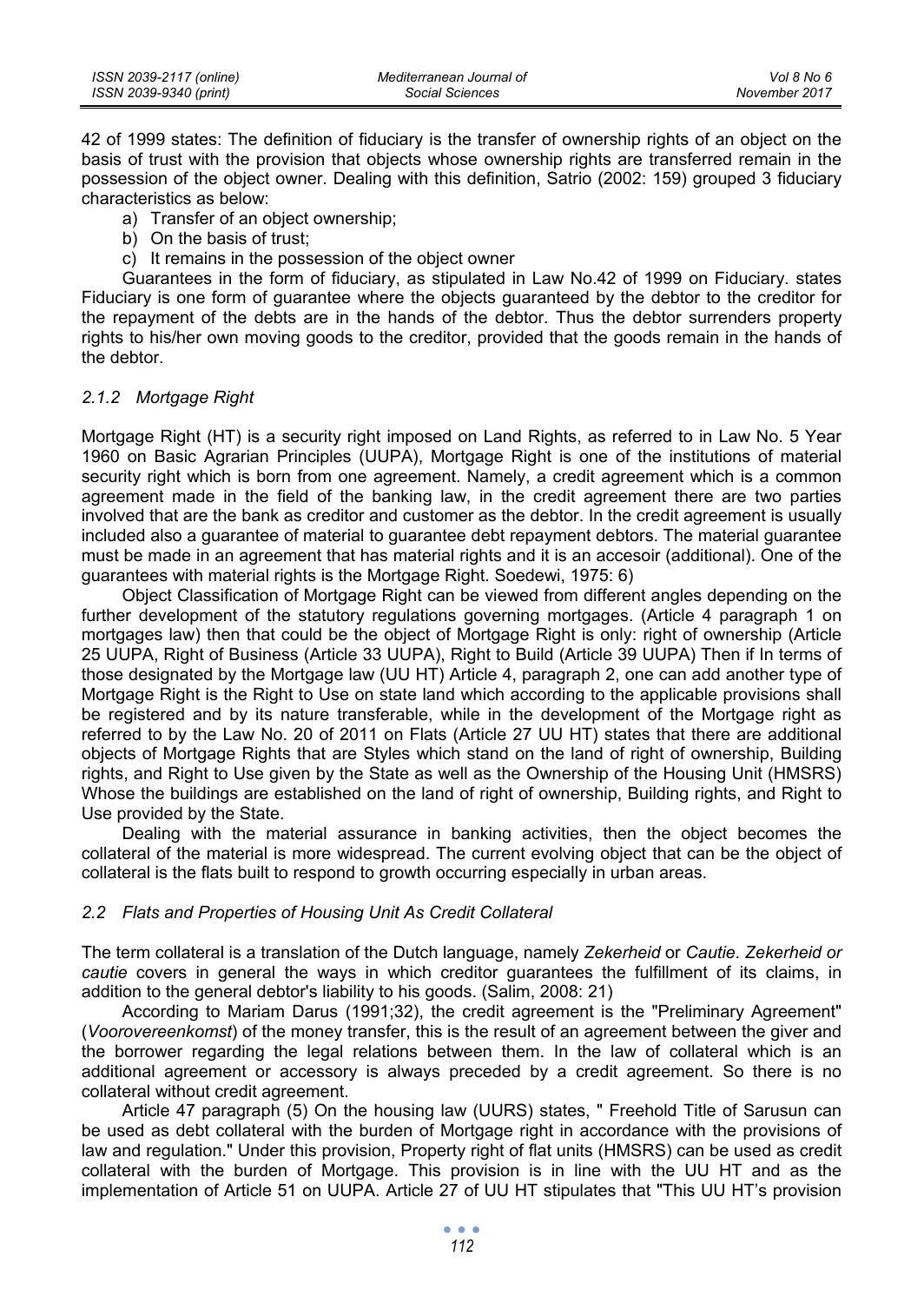42 of 1999 states: The definition of fiduciary is the transfer of ownership rights of an object on the basis of trust with the provision that objects whose ownership rights are transferred remain in the possession of the object owner. Dealing with this definition, Satrio (2002: 159) grouped 3 fiduciary characteristics as below:

a) Transfer of an object ownership;
b) On the basis of trust;
c) It remains in the possession of the object owner

Guarantees in the form of fiduciary, as stipulated in Law No.42 of 1999 on Fiduciary. states Fiduciary is one form of guarantee where the objects guaranteed by the debtor to the creditor for the repayment of the debts are in the hands of the debtor. Thus the debtor surrenders property rights to his/her own moving goods to the creditor, provided that the goods remain in the hands of the debtor.

### *2.1.2 Mortgage Right*

Mortgage Right (HT) is a security right imposed on Land Rights, as referred to in Law No. 5 Year 1960 on Basic Agrarian Principles (UUPA), Mortgage Right is one of the institutions of material security right which is born from one agreement. Namely, a credit agreement which is a common agreement made in the field of the banking law, in the credit agreement there are two parties involved that are the bank as creditor and customer as the debtor. In the credit agreement is usually included also a guarantee of material to guarantee debt repayment debtors. The material guarantee must be made in an agreement that has material rights and it is an accesoir (additional). One of the guarantees with material rights is the Mortgage Right. Soedewi, 1975: 6)

Object Classification of Mortgage Right can be viewed from different angles depending on the further development of the statutory regulations governing mortgages. (Article 4 paragraph 1 on mortgages law) then that could be the object of Mortgage Right is only: right of ownership (Article 25 UUPA, Right of Business (Article 33 UUPA), Right to Build (Article 39 UUPA) Then if In terms of those designated by the Mortgage law (UU HT) Article 4, paragraph 2, one can add another type of Mortgage Right is the Right to Use on state land which according to the applicable provisions shall be registered and by its nature transferable, while in the development of the Mortgage right as referred to by the Law No. 20 of 2011 on Flats (Article 27 UU HT) states that there are additional objects of Mortgage Rights that are Styles which stand on the land of right of ownership, Building rights, and Right to Use given by the State as well as the Ownership of the Housing Unit (HMSRS) Whose the buildings are established on the land of right of ownership, Building rights, and Right to Use provided by the State.

Dealing with the material assurance in banking activities, then the object becomes the collateral of the material is more widespread. The current evolving object that can be the object of collateral is the flats built to respond to growth occurring especially in urban areas.

## *2.2 Flats and Properties of Housing Unit As Credit Collateral*

The term collateral is a translation of the Dutch language, namely *Zekerheid* or *Cautie*. *Zekerheid or cautie* covers in general the ways in which creditor guarantees the fulfillment of its claims, in addition to the general debtor's liability to his goods. (Salim, 2008: 21)

According to Mariam Darus (1991;32), the credit agreement is the "Preliminary Agreement" (*Voorovereenkomst*) of the money transfer, this is the result of an agreement between the giver and the borrower regarding the legal relations between them. In the law of collateral which is an additional agreement or accessory is always preceded by a credit agreement. So there is no collateral without credit agreement.

Article 47 paragraph (5) On the housing law (UURS) states, " Freehold Title of Sarusun can be used as debt collateral with the burden of Mortgage right in accordance with the provisions of law and regulation." Under this provision, Property right of flat units (HMSRS) can be used as credit collateral with the burden of Mortgage. This provision is in line with the UU HT and as the implementation of Article 51 on UUPA. Article 27 of UU HT stipulates that "This UU HT's provision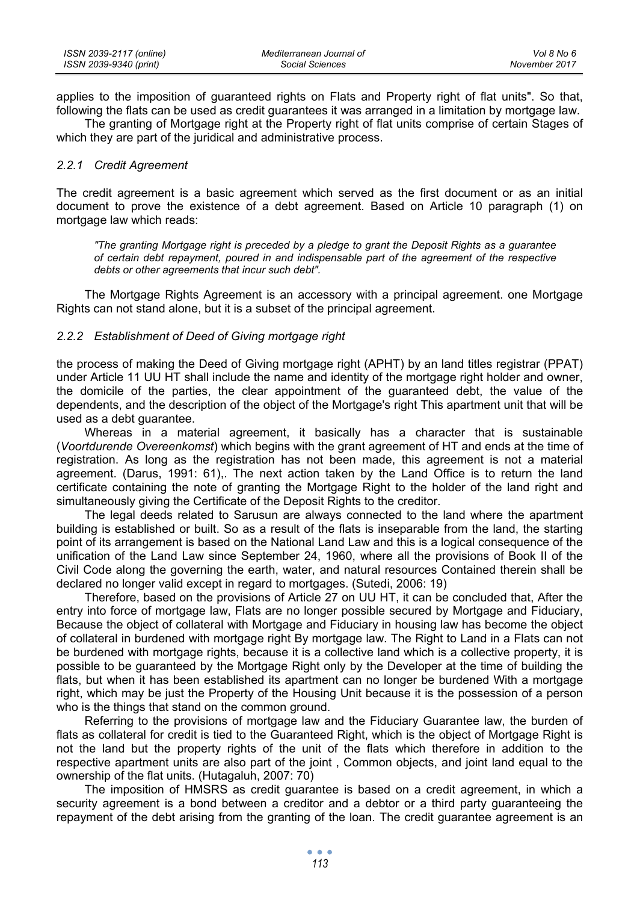applies to the imposition of guaranteed rights on Flats and Property right of flat units". So that, following the flats can be used as credit guarantees it was arranged in a limitation by mortgage law.

The granting of Mortgage right at the Property right of flat units comprise of certain Stages of which they are part of the juridical and administrative process.

### *2.2.1 Credit Agreement*

The credit agreement is a basic agreement which served as the first document or as an initial document to prove the existence of a debt agreement. Based on Article 10 paragraph (1) on mortgage law which reads:

> *"The granting Mortgage right is preceded by a pledge to grant the Deposit Rights as a guarantee of certain debt repayment, poured in and indispensable part of the agreement of the respective debts or other agreements that incur such debt".*

The Mortgage Rights Agreement is an accessory with a principal agreement. one Mortgage Rights can not stand alone, but it is a subset of the principal agreement.

### *2.2.2 Establishment of Deed of Giving mortgage right*

the process of making the Deed of Giving mortgage right (APHT) by an land titles registrar (PPAT) under Article 11 UU HT shall include the name and identity of the mortgage right holder and owner, the domicile of the parties, the clear appointment of the guaranteed debt, the value of the dependents, and the description of the object of the Mortgage's right This apartment unit that will be used as a debt guarantee.

Whereas in a material agreement, it basically has a character that is sustainable (*Voortdurende Overeenkomst*) which begins with the grant agreement of HT and ends at the time of registration. As long as the registration has not been made, this agreement is not a material agreement. (Darus, 1991: 61),. The next action taken by the Land Office is to return the land certificate containing the note of granting the Mortgage Right to the holder of the land right and simultaneously giving the Certificate of the Deposit Rights to the creditor.

The legal deeds related to Sarusun are always connected to the land where the apartment building is established or built. So as a result of the flats is inseparable from the land, the starting point of its arrangement is based on the National Land Law and this is a logical consequence of the unification of the Land Law since September 24, 1960, where all the provisions of Book II of the Civil Code along the governing the earth, water, and natural resources Contained therein shall be declared no longer valid except in regard to mortgages. (Sutedi, 2006: 19)

Therefore, based on the provisions of Article 27 on UU HT, it can be concluded that, After the entry into force of mortgage law, Flats are no longer possible secured by Mortgage and Fiduciary, Because the object of collateral with Mortgage and Fiduciary in housing law has become the object of collateral in burdened with mortgage right By mortgage law. The Right to Land in a Flats can not be burdened with mortgage rights, because it is a collective land which is a collective property, it is possible to be guaranteed by the Mortgage Right only by the Developer at the time of building the flats, but when it has been established its apartment can no longer be burdened With a mortgage right, which may be just the Property of the Housing Unit because it is the possession of a person who is the things that stand on the common ground.

Referring to the provisions of mortgage law and the Fiduciary Guarantee law, the burden of flats as collateral for credit is tied to the Guaranteed Right, which is the object of Mortgage Right is not the land but the property rights of the unit of the flats which therefore in addition to the respective apartment units are also part of the joint , Common objects, and joint land equal to the ownership of the flat units. (Hutagaluh, 2007: 70)

The imposition of HMSRS as credit guarantee is based on a credit agreement, in which a security agreement is a bond between a creditor and a debtor or a third party guaranteeing the repayment of the debt arising from the granting of the loan. The credit guarantee agreement is an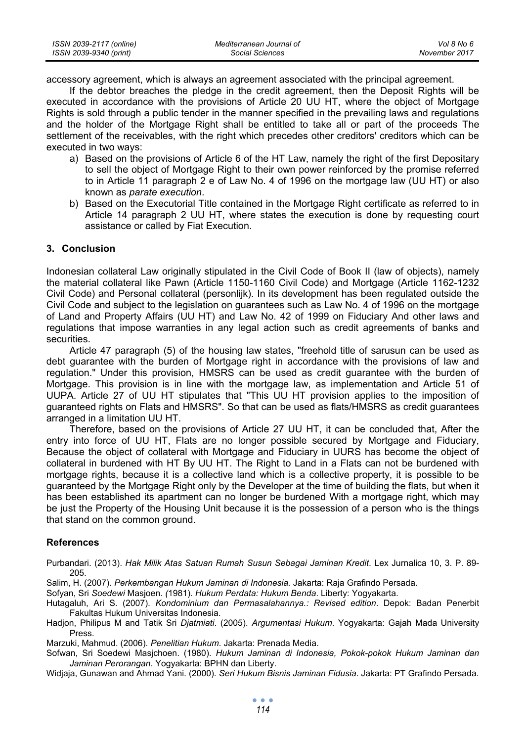accessory agreement, which is always an agreement associated with the principal agreement.

If the debtor breaches the pledge in the credit agreement, then the Deposit Rights will be executed in accordance with the provisions of Article 20 UU HT, where the object of Mortgage Rights is sold through a public tender in the manner specified in the prevailing laws and regulations and the holder of the Mortgage Right shall be entitled to take all or part of the proceeds The settlement of the receivables, with the right which precedes other creditors' creditors which can be executed in two ways:

a) Based on the provisions of Article 6 of the HT Law, namely the right of the first Depositary to sell the object of Mortgage Right to their own power reinforced by the promise referred to in Article 11 paragraph 2 e of Law No. 4 of 1996 on the mortgage law (UU HT) or also known as *parate execution*.
b) Based on the Executorial Title contained in the Mortgage Right certificate as referred to in Article 14 paragraph 2 UU HT, where states the execution is done by requesting court assistance or called by Fiat Execution.

## 3. Conclusion

Indonesian collateral Law originally stipulated in the Civil Code of Book II (law of objects), namely the material collateral like Pawn (Article 1150-1160 Civil Code) and Mortgage (Article 1162-1232 Civil Code) and Personal collateral (personlijk). In its development has been regulated outside the Civil Code and subject to the legislation on guarantees such as Law No. 4 of 1996 on the mortgage of Land and Property Affairs (UU HT) and Law No. 42 of 1999 on Fiduciary And other laws and regulations that impose warranties in any legal action such as credit agreements of banks and securities.

Article 47 paragraph (5) of the housing law states, "freehold title of sarusun can be used as debt guarantee with the burden of Mortgage right in accordance with the provisions of law and regulation." Under this provision, HMSRS can be used as credit guarantee with the burden of Mortgage. This provision is in line with the mortgage law, as implementation and Article 51 of UUPA. Article 27 of UU HT stipulates that "This UU HT provision applies to the imposition of guaranteed rights on Flats and HMSRS". So that can be used as flats/HMSRS as credit guarantees arranged in a limitation UU HT.

Therefore, based on the provisions of Article 27 UU HT, it can be concluded that, After the entry into force of UU HT, Flats are no longer possible secured by Mortgage and Fiduciary, Because the object of collateral with Mortgage and Fiduciary in UURS has become the object of collateral in burdened with HT By UU HT. The Right to Land in a Flats can not be burdened with mortgage rights, because it is a collective land which is a collective property, it is possible to be guaranteed by the Mortgage Right only by the Developer at the time of building the flats, but when it has been established its apartment can no longer be burdened With a mortgage right, which may be just the Property of the Housing Unit because it is the possession of a person who is the things that stand on the common ground.

## References

Purbandari. (2013). *Hak Milik Atas Satuan Rumah Susun Sebagai Jaminan Kredit*. Lex Jurnalica 10, 3. P. 89-205.

Salim, H. (2007). *Perkembangan Hukum Jaminan di Indonesia.* Jakarta: Raja Grafindo Persada.

Sofyan, Sri *Soedewi* Masjoen. *(*1981). *Hukum Perdata: Hukum Benda*. Liberty: Yogyakarta.

Hutagaluh, Ari S. (2007). *Kondominium dan Permasalahannya.: Revised edition*. Depok: Badan Penerbit Fakultas Hukum Universitas Indonesia.

Hadjon, Philipus M and Tatik Sri *Djatmiati*. (2005). *Argumentasi Hukum.* Yogyakarta: Gajah Mada University Press.

Marzuki, Mahmud. (2006). *Penelitian Hukum*. Jakarta: Prenada Media.

Sofwan, Sri Soedewi Masjchoen. (1980). *Hukum Jaminan di Indonesia, Pokok-pokok Hukum Jaminan dan Jaminan Perorangan*. Yogyakarta: BPHN dan Liberty.

Widjaja, Gunawan and Ahmad Yani. (2000). *Seri Hukum Bisnis Jaminan Fidusia*. Jakarta: PT Grafindo Persada.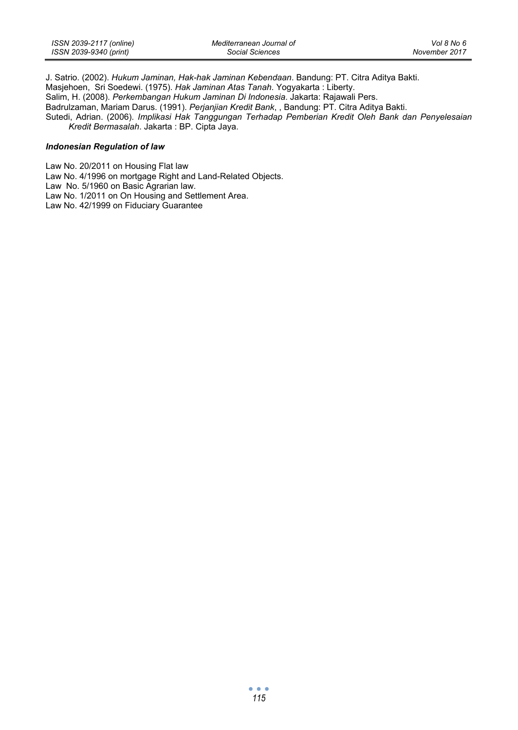J. Satrio. (2002). *Hukum Jaminan, Hak-hak Jaminan Kebendaan*. Bandung: PT. Citra Aditya Bakti.
Masjehoen, Sri Soedewi. (1975). *Hak Jaminan Atas Tanah*. Yogyakarta : Liberty.
Salim, H. (2008). *Perkembangan Hukum Jaminan Di Indonesia*. Jakarta: Rajawali Pers.
Badrulzaman, Mariam Darus. (1991). *Perjanjian Kredit Bank*, , Bandung: PT. Citra Aditya Bakti.
Sutedi, Adrian. (2006). *Implikasi Hak Tanggungan Terhadap Pemberian Kredit Oleh Bank dan Penyelesaian Kredit Bermasalah*. Jakarta : BP. Cipta Jaya.

***Indonesian Regulation of law***

Law No. 20/2011 on Housing Flat law
Law No. 4/1996 on mortgage Right and Land-Related Objects.
Law No. 5/1960 on Basic Agrarian law.
Law No. 1/2011 on On Housing and Settlement Area.
Law No. 42/1999 on Fiduciary Guarantee